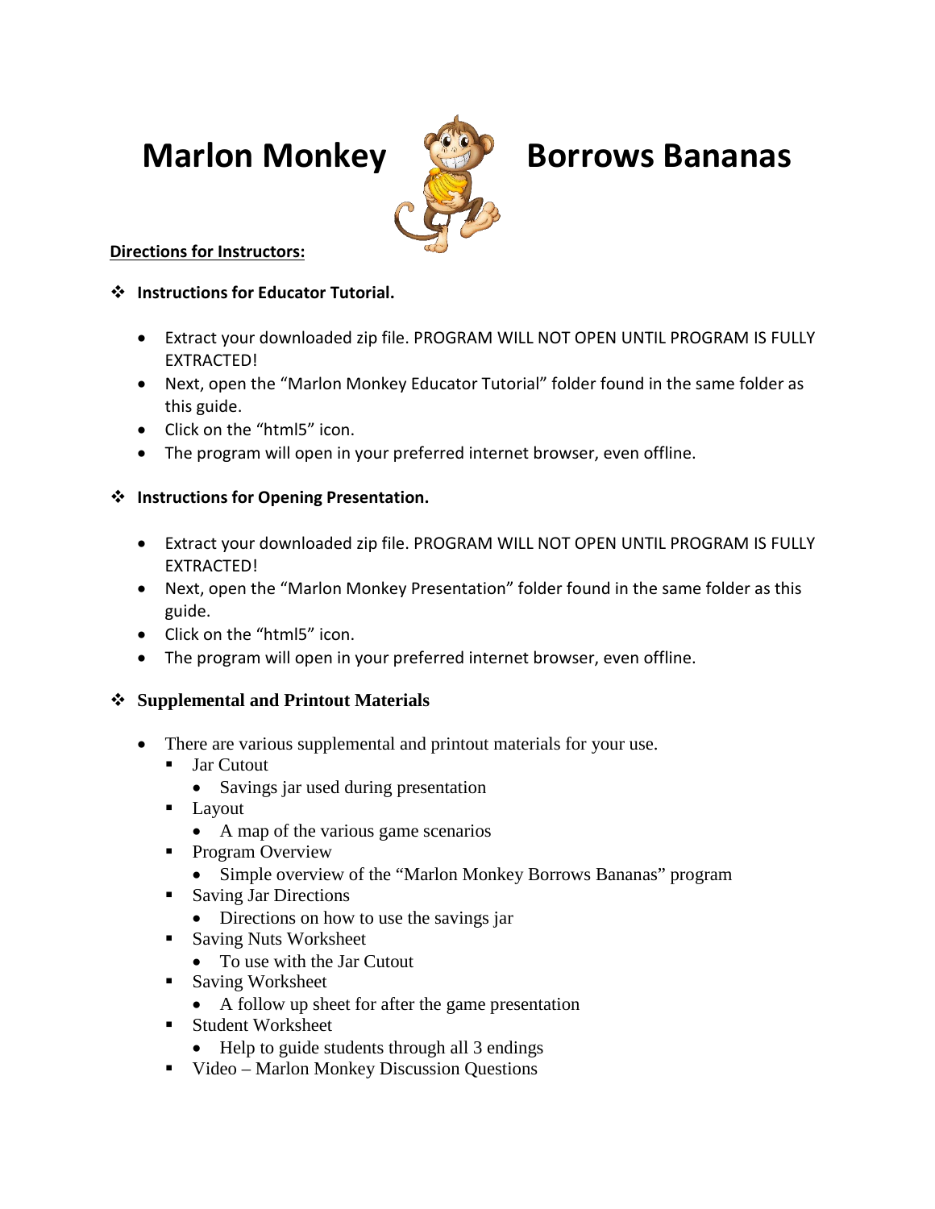# Marlon Monkey Borrows Bananas

**Directions for Instructors:**

- **Instructions for Educator Tutorial.**
  - Extract your downloaded zip file. PROGRAM WILL NOT OPEN UNTIL PROGRAM IS FULLY EXTRACTED!
  - Next, open the "Marlon Monkey Educator Tutorial" folder found in the same folder as this guide.
  - Click on the "html5" icon.
  - The program will open in your preferred internet browser, even offline.

- **Instructions for Opening Presentation.**
  - Extract your downloaded zip file. PROGRAM WILL NOT OPEN UNTIL PROGRAM IS FULLY EXTRACTED!
  - Next, open the "Marlon Monkey Presentation" folder found in the same folder as this guide.
  - Click on the "html5" icon.
  - The program will open in your preferred internet browser, even offline.

- **Supplemental and Printout Materials**
  - There are various supplemental and printout materials for your use.
    - Jar Cutout
      - Savings jar used during presentation
    - Layout
      - A map of the various game scenarios
    - Program Overview
      - Simple overview of the "Marlon Monkey Borrows Bananas" program
    - Saving Jar Directions
      - Directions on how to use the savings jar
    - Saving Nuts Worksheet
      - To use with the Jar Cutout
    - Saving Worksheet
      - A follow up sheet for after the game presentation
    - Student Worksheet
      - Help to guide students through all 3 endings
    - Video – Marlon Monkey Discussion Questions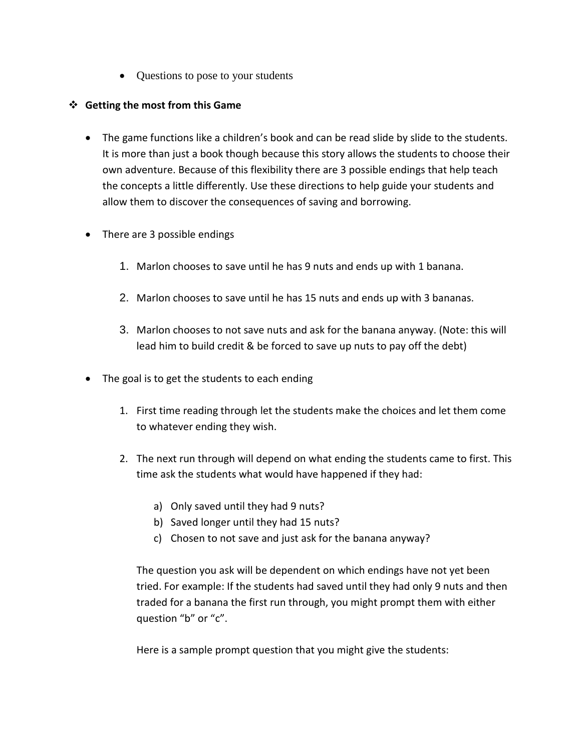- Questions to pose to your students

## ❖ Getting the most from this Game

- The game functions like a children's book and can be read slide by slide to the students. It is more than just a book though because this story allows the students to choose their own adventure. Because of this flexibility there are 3 possible endings that help teach the concepts a little differently. Use these directions to help guide your students and allow them to discover the consequences of saving and borrowing.

- There are 3 possible endings

    1. Marlon chooses to save until he has 9 nuts and ends up with 1 banana.

    2. Marlon chooses to save until he has 15 nuts and ends up with 3 bananas.

    3. Marlon chooses to not save nuts and ask for the banana anyway. (Note: this will lead him to build credit & be forced to save up nuts to pay off the debt)

- The goal is to get the students to each ending

    1. First time reading through let the students make the choices and let them come to whatever ending they wish.

    2. The next run through will depend on what ending the students came to first. This time ask the students what would have happened if they had:

        a) Only saved until they had 9 nuts?
        b) Saved longer until they had 15 nuts?
        c) Chosen to not save and just ask for the banana anyway?

       The question you ask will be dependent on which endings have not yet been tried. For example: If the students had saved until they had only 9 nuts and then traded for a banana the first run through, you might prompt them with either question "b" or "c".

       Here is a sample prompt question that you might give the students: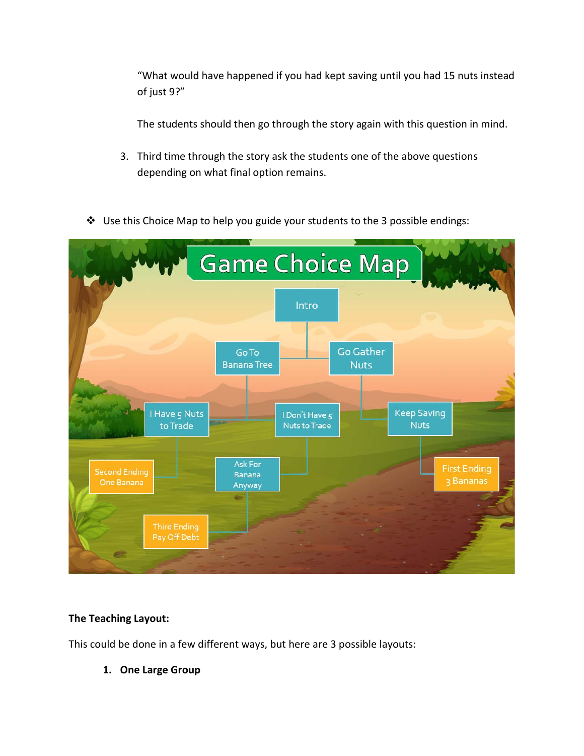"What would have happened if you had kept saving until you had 15 nuts instead of just 9?"

The students should then go through the story again with this question in mind.

3. Third time through the story ask the students one of the above questions depending on what final option remains.

❖ Use this Choice Map to help you guide your students to the 3 possible endings:

**Game Choice Map**

- Intro
  - Go To Banana Tree
    - I Have 5 Nuts to Trade
      - Second Ending One Banana
    - I Don't Have 5 Nuts to Trade
      - Ask For Banana Anyway
        - Third Ending Pay Off Debt
  - Go Gather Nuts
    - Keep Saving Nuts
      - First Ending 3 Bananas

**The Teaching Layout:**

This could be done in a few different ways, but here are 3 possible layouts:

1. **One Large Group**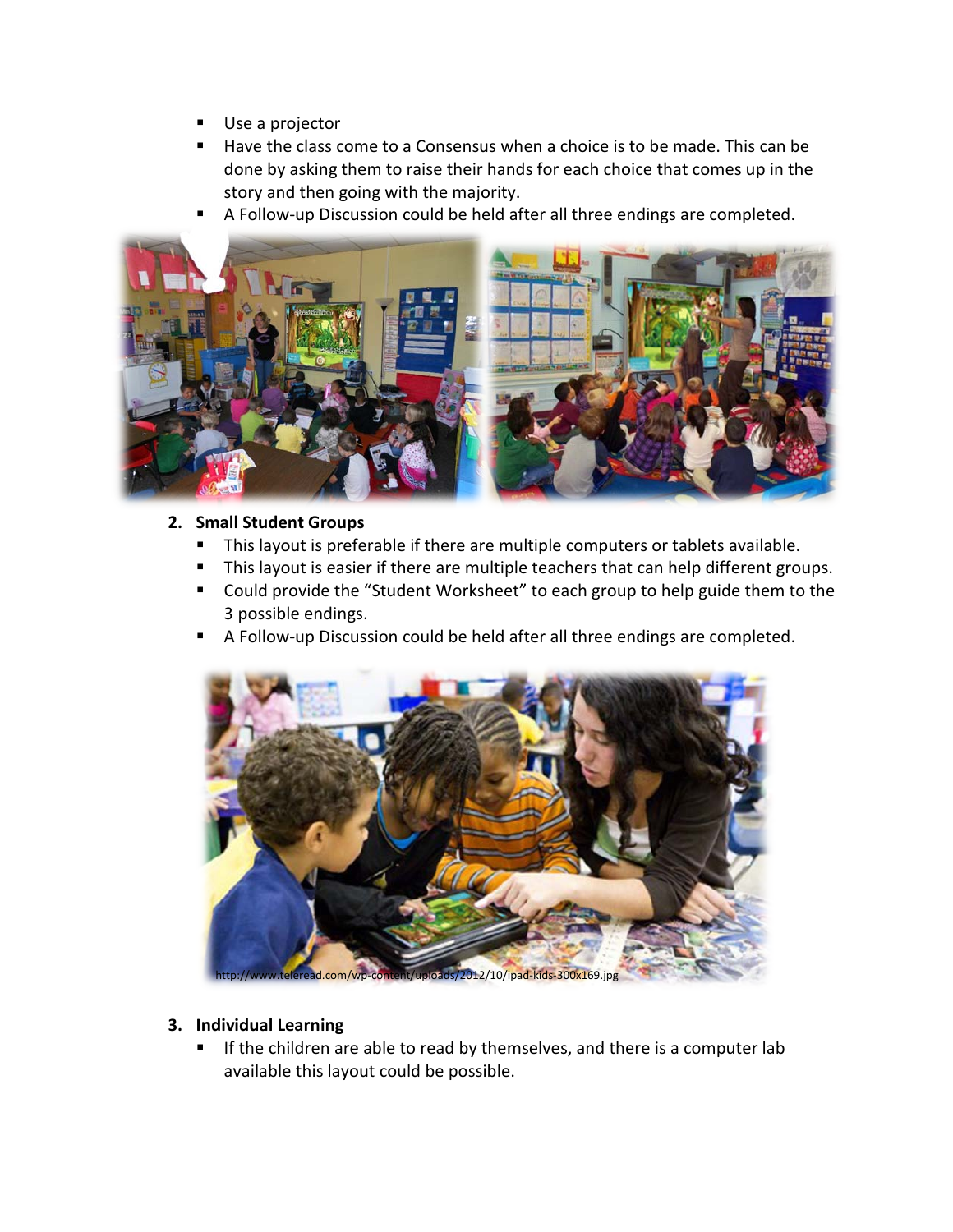- Use a projector
- Have the class come to a Consensus when a choice is to be made. This can be done by asking them to raise their hands for each choice that comes up in the story and then going with the majority.
- A Follow-up Discussion could be held after all three endings are completed.

2. **Small Student Groups**
   - This layout is preferable if there are multiple computers or tablets available.
   - This layout is easier if there are multiple teachers that can help different groups.
   - Could provide the "Student Worksheet" to each group to help guide them to the 3 possible endings.
   - A Follow-up Discussion could be held after all three endings are completed.

http://www.teleread.com/wp-content/uploads/2012/10/ipad-kids-300x169.jpg

3. **Individual Learning**
   - If the children are able to read by themselves, and there is a computer lab available this layout could be possible.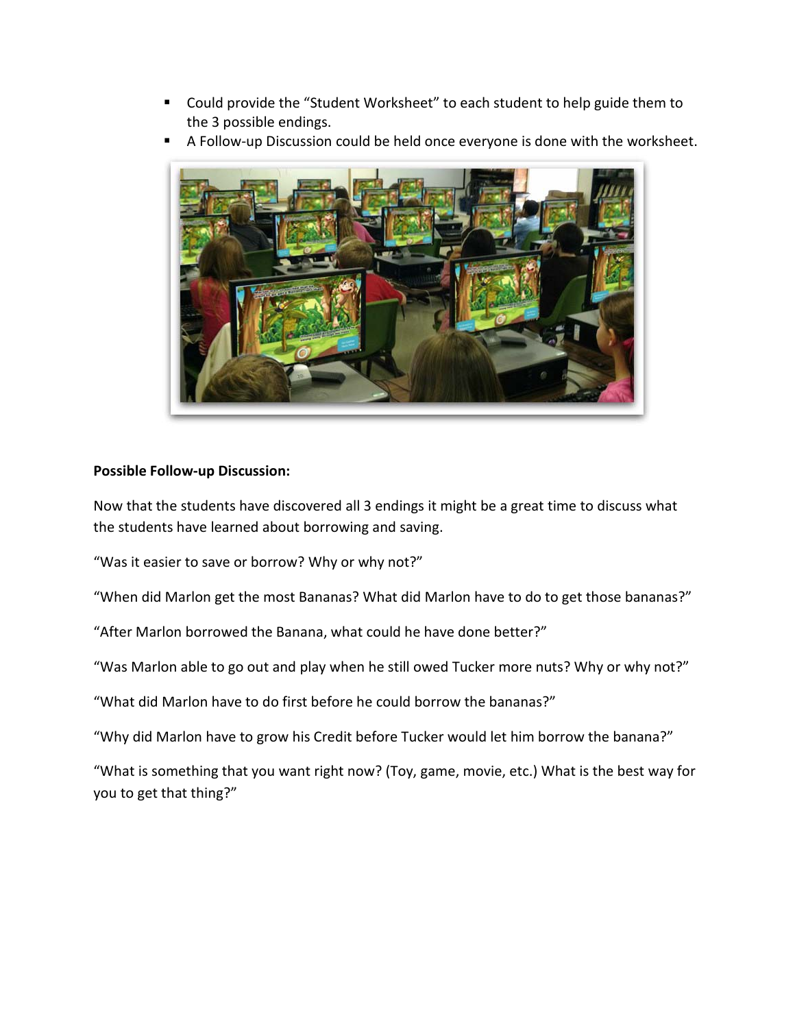- Could provide the "Student Worksheet" to each student to help guide them to the 3 possible endings.
- A Follow-up Discussion could be held once everyone is done with the worksheet.

**Possible Follow-up Discussion:**

Now that the students have discovered all 3 endings it might be a great time to discuss what the students have learned about borrowing and saving.

"Was it easier to save or borrow? Why or why not?"

"When did Marlon get the most Bananas? What did Marlon have to do to get those bananas?"

"After Marlon borrowed the Banana, what could he have done better?"

"Was Marlon able to go out and play when he still owed Tucker more nuts? Why or why not?"

"What did Marlon have to do first before he could borrow the bananas?"

"Why did Marlon have to grow his Credit before Tucker would let him borrow the banana?"

"What is something that you want right now? (Toy, game, movie, etc.) What is the best way for you to get that thing?"